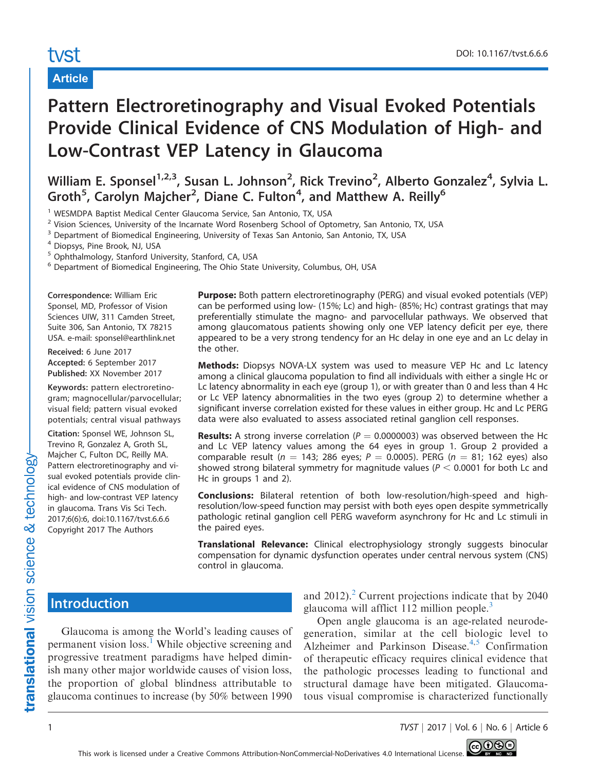Article

DOI: 10.1167/tvst.6.6.6

# Pattern Electroretinography and Visual Evoked Potentials Provide Clinical Evidence of CNS Modulation of High- and Low-Contrast VEP Latency in Glaucoma

William E. Sponsel[1,2,3], Susan L. Johnson[2], Rick Trevino[2], Alberto Gonzalez[4], Sylvia L. Groth[5], Carolyn Majcher[2], Diane C. Fulton[4], and Matthew A. Reilly[6]

[1] WESMDPA Baptist Medical Center Glaucoma Service, San Antonio, TX, USA
[2] Vision Sciences, University of the Incarnate Word Rosenberg School of Optometry, San Antonio, TX, USA
[3] Department of Biomedical Engineering, University of Texas San Antonio, San Antonio, TX, USA
[4] Diopsys, Pine Brook, NJ, USA
[5] Ophthalmology, Stanford University, Stanford, CA, USA
[6] Department of Biomedical Engineering, The Ohio State University, Columbus, OH, USA

**Correspondence:** William Eric Sponsel, MD, Professor of Vision Sciences UIW, 311 Camden Street, Suite 306, San Antonio, TX 78215 USA. e-mail: sponsel@earthlink.net

**Received:** 6 June 2017
**Accepted:** 6 September 2017
**Published:** XX November 2017

**Keywords:** pattern electroretinogram; magnocellular/parvocellular; visual field; pattern visual evoked potentials; central visual pathways

**Citation:** Sponsel WE, Johnson SL, Trevino R, Gonzalez A, Groth SL, Majcher C, Fulton DC, Reilly MA. Pattern electroretinography and visual evoked potentials provide clinical evidence of CNS modulation of high- and low-contrast VEP latency in glaucoma. Trans Vis Sci Tech. 2017;6(6):6, doi:10.1167/tvst.6.6.6
Copyright 2017 The Authors

**Purpose:** Both pattern electroretinography (PERG) and visual evoked potentials (VEP) can be performed using low- (15%; Lc) and high- (85%; Hc) contrast gratings that may preferentially stimulate the magno- and parvocellular pathways. We observed that among glaucomatous patients showing only one VEP latency deficit per eye, there appeared to be a very strong tendency for an Hc delay in one eye and an Lc delay in the other.

**Methods:** Diopsys NOVA-LX system was used to measure VEP Hc and Lc latency among a clinical glaucoma population to find all individuals with either a single Hc or Lc latency abnormality in each eye (group 1), or with greater than 0 and less than 4 Hc or Lc VEP latency abnormalities in the two eyes (group 2) to determine whether a significant inverse correlation existed for these values in either group. Hc and Lc PERG data were also evaluated to assess associated retinal ganglion cell responses.

**Results:** A strong inverse correlation ($P = 0.0000003$) was observed between the Hc and Lc VEP latency values among the 64 eyes in group 1. Group 2 provided a comparable result ($n = 143$; 286 eyes; $P = 0.0005$). PERG ($n = 81$; 162 eyes) also showed strong bilateral symmetry for magnitude values ($P < 0.0001$ for both Lc and Hc in groups 1 and 2).

**Conclusions:** Bilateral retention of both low-resolution/high-speed and high-resolution/low-speed function may persist with both eyes open despite symmetrically pathologic retinal ganglion cell PERG waveform asynchrony for Hc and Lc stimuli in the paired eyes.

**Translational Relevance:** Clinical electrophysiology strongly suggests binocular compensation for dynamic dysfunction operates under central nervous system (CNS) control in glaucoma.

## Introduction

Glaucoma is among the World's leading causes of permanent vision loss.[1] While objective screening and progressive treatment paradigms have helped diminish many other major worldwide causes of vision loss, the proportion of global blindness attributable to glaucoma continues to increase (by 50% between 1990 and 2012).[2] Current projections indicate that by 2040 glaucoma will afflict 112 million people.[3]

Open angle glaucoma is an age-related neurodegeneration, similar at the cell biologic level to Alzheimer and Parkinson Disease.[4,5] Confirmation of therapeutic efficacy requires clinical evidence that the pathologic processes leading to functional and structural damage have been mitigated. Glaucomatous visual compromise is characterized functionally

This work is licensed under a Creative Commons Attribution-NonCommercial-NoDerivatives 4.0 International License.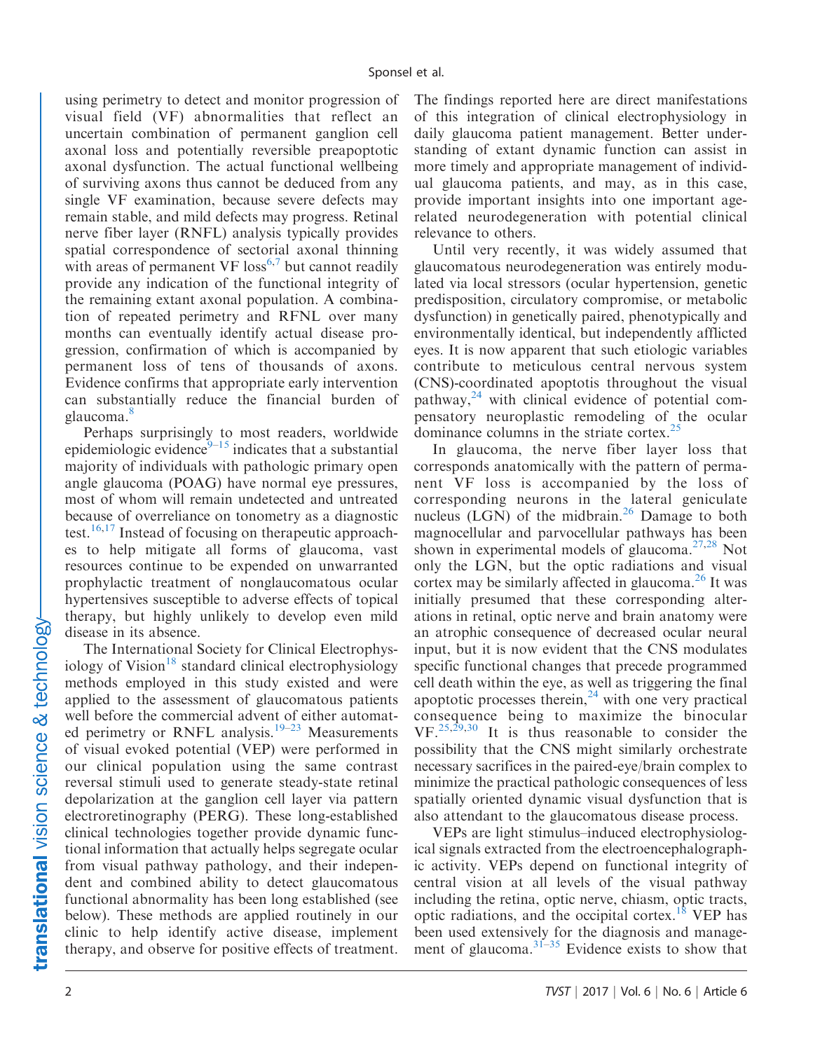using perimetry to detect and monitor progression of visual field (VF) abnormalities that reflect an uncertain combination of permanent ganglion cell axonal loss and potentially reversible preapoptotic axonal dysfunction. The actual functional wellbeing of surviving axons thus cannot be deduced from any single VF examination, because severe defects may remain stable, and mild defects may progress. Retinal nerve fiber layer (RNFL) analysis typically provides spatial correspondence of sectorial axonal thinning with areas of permanent VF loss[6,7] but cannot readily provide any indication of the functional integrity of the remaining extant axonal population. A combination of repeated perimetry and RFNL over many months can eventually identify actual disease progression, confirmation of which is accompanied by permanent loss of tens of thousands of axons. Evidence confirms that appropriate early intervention can substantially reduce the financial burden of glaucoma.[8]

Perhaps surprisingly to most readers, worldwide epidemiologic evidence[9–15] indicates that a substantial majority of individuals with pathologic primary open angle glaucoma (POAG) have normal eye pressures, most of whom will remain undetected and untreated because of overreliance on tonometry as a diagnostic test.[16,17] Instead of focusing on therapeutic approaches to help mitigate all forms of glaucoma, vast resources continue to be expended on unwarranted prophylactic treatment of nonglaucomatous ocular hypertensives susceptible to adverse effects of topical therapy, but highly unlikely to develop even mild disease in its absence.

The International Society for Clinical Electrophysiology of Vision[18] standard clinical electrophysiology methods employed in this study existed and were applied to the assessment of glaucomatous patients well before the commercial advent of either automated perimetry or RNFL analysis.[19–23] Measurements of visual evoked potential (VEP) were performed in our clinical population using the same contrast reversal stimuli used to generate steady-state retinal depolarization at the ganglion cell layer via pattern electroretinography (PERG). These long-established clinical technologies together provide dynamic functional information that actually helps segregate ocular from visual pathway pathology, and their independent and combined ability to detect glaucomatous functional abnormality has been long established (see below). These methods are applied routinely in our clinic to help identify active disease, implement therapy, and observe for positive effects of treatment. The findings reported here are direct manifestations of this integration of clinical electrophysiology in daily glaucoma patient management. Better understanding of extant dynamic function can assist in more timely and appropriate management of individual glaucoma patients, and may, as in this case, provide important insights into one important age-related neurodegeneration with potential clinical relevance to others.

Until very recently, it was widely assumed that glaucomatous neurodegeneration was entirely modulated via local stressors (ocular hypertension, genetic predisposition, circulatory compromise, or metabolic dysfunction) in genetically paired, phenotypically and environmentally identical, but independently afflicted eyes. It is now apparent that such etiologic variables contribute to meticulous central nervous system (CNS)-coordinated apoptosis throughout the visual pathway,[24] with clinical evidence of potential compensatory neuroplastic remodeling of the ocular dominance columns in the striate cortex.[25]

In glaucoma, the nerve fiber layer loss that corresponds anatomically with the pattern of permanent VF loss is accompanied by the loss of corresponding neurons in the lateral geniculate nucleus (LGN) of the midbrain.[26] Damage to both magnocellular and parvocellular pathways has been shown in experimental models of glaucoma.[27,28] Not only the LGN, but the optic radiations and visual cortex may be similarly affected in glaucoma.[26] It was initially presumed that these corresponding alterations in retinal, optic nerve and brain anatomy were an atrophic consequence of decreased ocular neural input, but it is now evident that the CNS modulates specific functional changes that precede programmed cell death within the eye, as well as triggering the final apoptotic processes therein,[24] with one very practical consequence being to maximize the binocular VF.[25,29,30] It is thus reasonable to consider the possibility that the CNS might similarly orchestrate necessary sacrifices in the paired-eye/brain complex to minimize the practical pathologic consequences of less spatially oriented dynamic visual dysfunction that is also attendant to the glaucomatous disease process.

VEPs are light stimulus–induced electrophysiological signals extracted from the electroencephalographic activity. VEPs depend on functional integrity of central vision at all levels of the visual pathway including the retina, optic nerve, chiasm, optic tracts, optic radiations, and the occipital cortex.[18] VEP has been used extensively for the diagnosis and management of glaucoma.[31–35] Evidence exists to show that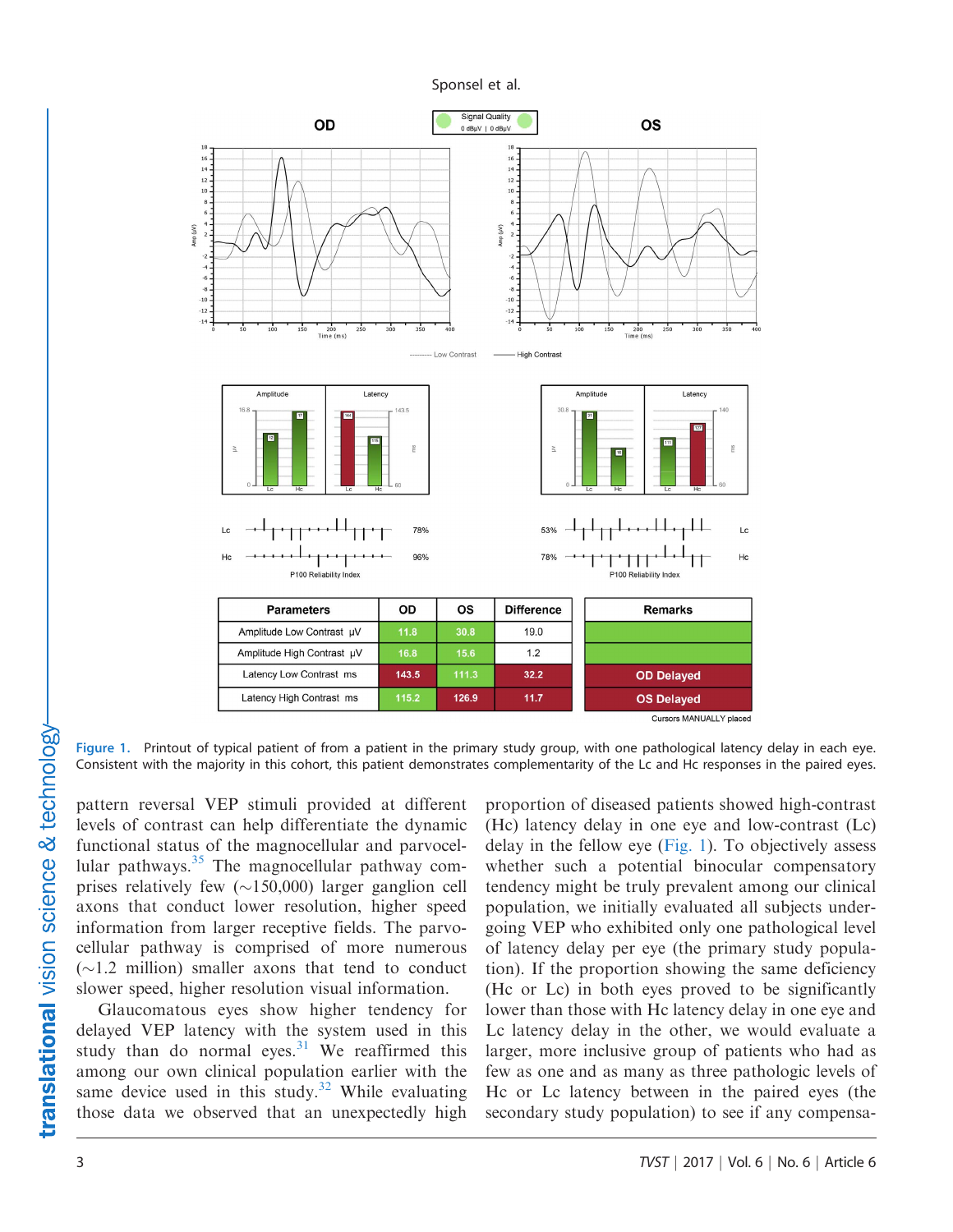| Parameters | OD | OS | Difference | Remarks |
|---|---|---|---|---|
| Amplitude Low Contrast μV | 11.8 | 30.8 | 19.0 | |
| Amplitude High Contrast μV | 16.8 | 15.6 | 1.2 | |
| Latency Low Contrast ms | 143.5 | 111.3 | 32.2 | OD Delayed |
| Latency High Contrast ms | 115.2 | 126.9 | 11.7 | OS Delayed |

Cursors MANUALLY placed

**Figure 1.** Printout of typical patient of from a patient in the primary study group, with one pathological latency delay in each eye. Consistent with the majority in this cohort, this patient demonstrates complementarity of the Lc and Hc responses in the paired eyes.

pattern reversal VEP stimuli provided at different levels of contrast can help differentiate the dynamic functional status of the magnocellular and parvocellular pathways.[35] The magnocellular pathway comprises relatively few (~150,000) larger ganglion cell axons that conduct lower resolution, higher speed information from larger receptive fields. The parvocellular pathway is comprised of more numerous (~1.2 million) smaller axons that tend to conduct slower speed, higher resolution visual information.

Glaucomatous eyes show higher tendency for delayed VEP latency with the system used in this study than do normal eyes.[31] We reaffirmed this among our own clinical population earlier with the same device used in this study.[32] While evaluating those data we observed that an unexpectedly high proportion of diseased patients showed high-contrast (Hc) latency delay in one eye and low-contrast (Lc) delay in the fellow eye (Fig. 1). To objectively assess whether such a potential binocular compensatory tendency might be truly prevalent among our clinical population, we initially evaluated all subjects undergoing VEP who exhibited only one pathological level of latency delay per eye (the primary study population). If the proportion showing the same deficiency (Hc or Lc) in both eyes proved to be significantly lower than those with Hc latency delay in one eye and Lc latency delay in the other, we would evaluate a larger, more inclusive group of patients who had as few as one and as many as three pathologic levels of Hc or Lc latency between in the paired eyes (the secondary study population) to see if any compensa-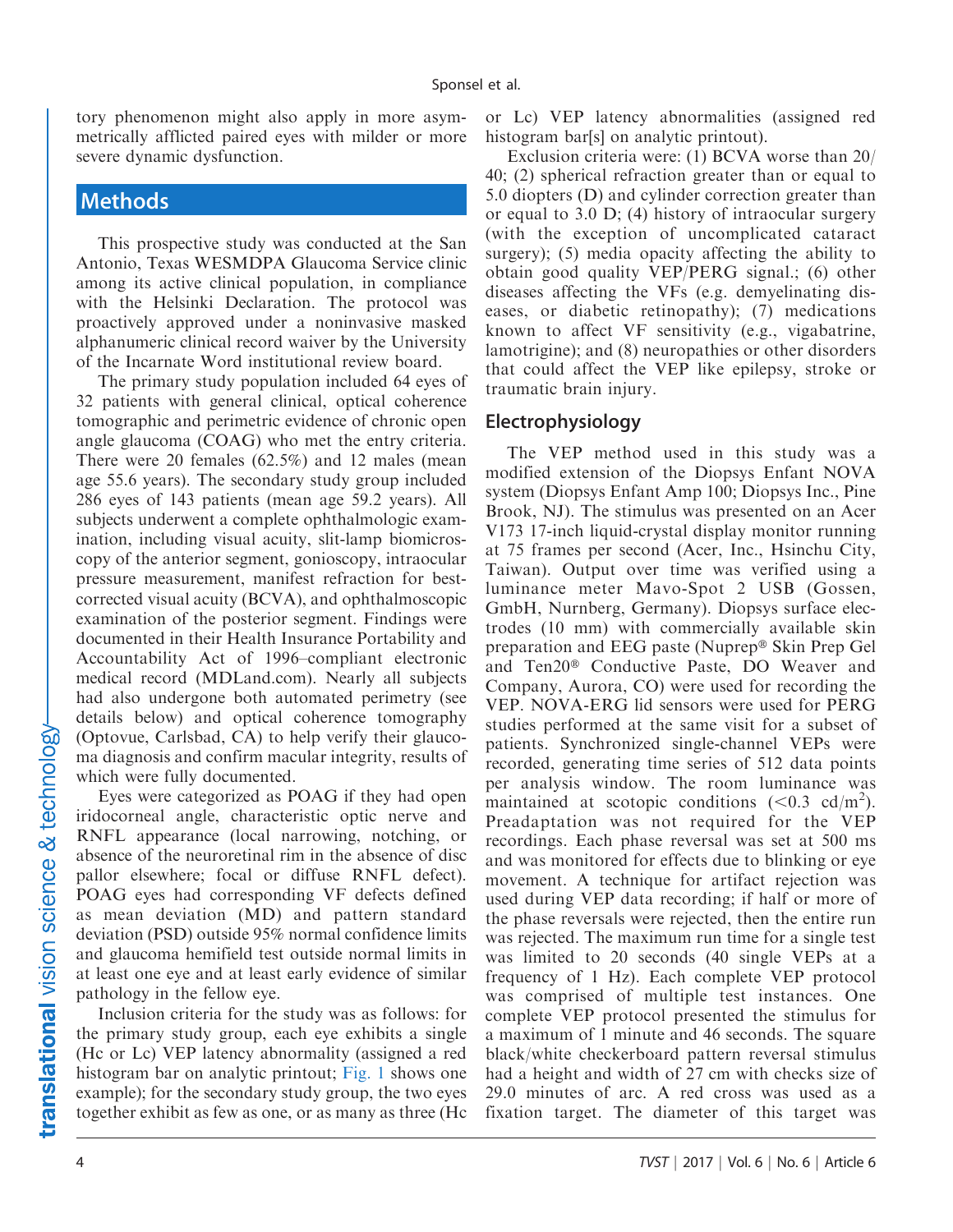tory phenomenon might also apply in more asymmetrically afflicted paired eyes with milder or more severe dynamic dysfunction.

## Methods

This prospective study was conducted at the San Antonio, Texas WESMDPA Glaucoma Service clinic among its active clinical population, in compliance with the Helsinki Declaration. The protocol was proactively approved under a noninvasive masked alphanumeric clinical record waiver by the University of the Incarnate Word institutional review board.

The primary study population included 64 eyes of 32 patients with general clinical, optical coherence tomographic and perimetric evidence of chronic open angle glaucoma (COAG) who met the entry criteria. There were 20 females (62.5%) and 12 males (mean age 55.6 years). The secondary study group included 286 eyes of 143 patients (mean age 59.2 years). All subjects underwent a complete ophthalmologic examination, including visual acuity, slit-lamp biomicroscopy of the anterior segment, gonioscopy, intraocular pressure measurement, manifest refraction for best-corrected visual acuity (BCVA), and ophthalmoscopic examination of the posterior segment. Findings were documented in their Health Insurance Portability and Accountability Act of 1996–compliant electronic medical record (MDLand.com). Nearly all subjects had also undergone both automated perimetry (see details below) and optical coherence tomography (Optovue, Carlsbad, CA) to help verify their glaucoma diagnosis and confirm macular integrity, results of which were fully documented.

Eyes were categorized as POAG if they had open iridocorneal angle, characteristic optic nerve and RNFL appearance (local narrowing, notching, or absence of the neuroretinal rim in the absence of disc pallor elsewhere; focal or diffuse RNFL defect). POAG eyes had corresponding VF defects defined as mean deviation (MD) and pattern standard deviation (PSD) outside 95% normal confidence limits and glaucoma hemifield test outside normal limits in at least one eye and at least early evidence of similar pathology in the fellow eye.

Inclusion criteria for the study was as follows: for the primary study group, each eye exhibits a single (Hc or Lc) VEP latency abnormality (assigned a red histogram bar on analytic printout; Fig. 1 shows one example); for the secondary study group, the two eyes together exhibit as few as one, or as many as three (Hc or Lc) VEP latency abnormalities (assigned red histogram bar[s] on analytic printout).

Exclusion criteria were: (1) BCVA worse than 20/40; (2) spherical refraction greater than or equal to 5.0 diopters (D) and cylinder correction greater than or equal to 3.0 D; (4) history of intraocular surgery (with the exception of uncomplicated cataract surgery); (5) media opacity affecting the ability to obtain good quality VEP/PERG signal.; (6) other diseases affecting the VFs (e.g. demyelinating diseases, or diabetic retinopathy); (7) medications known to affect VF sensitivity (e.g., vigabatrine, lamotrigine); and (8) neuropathies or other disorders that could affect the VEP like epilepsy, stroke or traumatic brain injury.

### Electrophysiology

The VEP method used in this study was a modified extension of the Diopsys Enfant NOVA system (Diopsys Enfant Amp 100; Diopsys Inc., Pine Brook, NJ). The stimulus was presented on an Acer V173 17-inch liquid-crystal display monitor running at 75 frames per second (Acer, Inc., Hsinchu City, Taiwan). Output over time was verified using a luminance meter Mavo-Spot 2 USB (Gossen, GmbH, Nurnberg, Germany). Diopsys surface electrodes (10 mm) with commercially available skin preparation and EEG paste (Nuprep® Skin Prep Gel and Ten20® Conductive Paste, DO Weaver and Company, Aurora, CO) were used for recording the VEP. NOVA-ERG lid sensors were used for PERG studies performed at the same visit for a subset of patients. Synchronized single-channel VEPs were recorded, generating time series of 512 data points per analysis window. The room luminance was maintained at scotopic conditions ($<0.3$ cd/m$^2$). Preadaptation was not required for the VEP recordings. Each phase reversal was set at 500 ms and was monitored for effects due to blinking or eye movement. A technique for artifact rejection was used during VEP data recording; if half or more of the phase reversals were rejected, then the entire run was rejected. The maximum run time for a single test was limited to 20 seconds (40 single VEPs at a frequency of 1 Hz). Each complete VEP protocol was comprised of multiple test instances. One complete VEP protocol presented the stimulus for a maximum of 1 minute and 46 seconds. The square black/white checkerboard pattern reversal stimulus had a height and width of 27 cm with checks size of 29.0 minutes of arc. A red cross was used as a fixation target. The diameter of this target was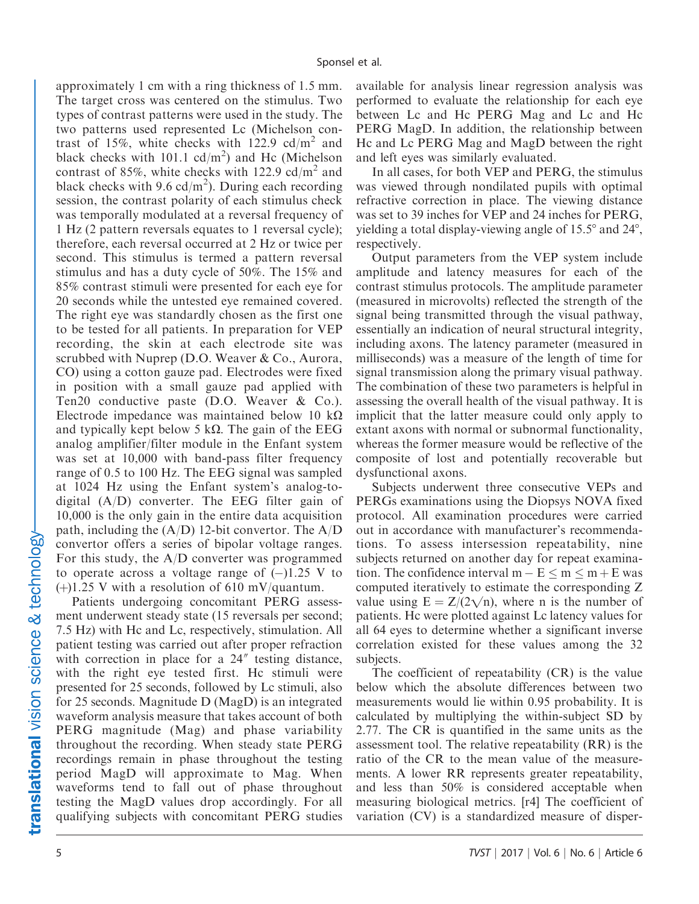approximately 1 cm with a ring thickness of 1.5 mm. The target cross was centered on the stimulus. Two types of contrast patterns were used in the study. The two patterns used represented Lc (Michelson contrast of 15%, white checks with 122.9 cd/m$^2$ and black checks with 101.1 cd/m$^2$) and Hc (Michelson contrast of 85%, white checks with 122.9 cd/m$^2$ and black checks with 9.6 cd/m$^2$). During each recording session, the contrast polarity of each stimulus check was temporally modulated at a reversal frequency of 1 Hz (2 pattern reversals equates to 1 reversal cycle); therefore, each reversal occurred at 2 Hz or twice per second. This stimulus is termed a pattern reversal stimulus and has a duty cycle of 50%. The 15% and 85% contrast stimuli were presented for each eye for 20 seconds while the untested eye remained covered. The right eye was standardly chosen as the first one to be tested for all patients. In preparation for VEP recording, the skin at each electrode site was scrubbed with Nuprep (D.O. Weaver & Co., Aurora, CO) using a cotton gauze pad. Electrodes were fixed in position with a small gauze pad applied with Ten20 conductive paste (D.O. Weaver & Co.). Electrode impedance was maintained below 10 k$\Omega$ and typically kept below 5 k$\Omega$. The gain of the EEG analog amplifier/filter module in the Enfant system was set at 10,000 with band-pass filter frequency range of 0.5 to 100 Hz. The EEG signal was sampled at 1024 Hz using the Enfant system's analog-to-digital (A/D) converter. The EEG filter gain of 10,000 is the only gain in the entire data acquisition path, including the (A/D) 12-bit convertor. The A/D convertor offers a series of bipolar voltage ranges. For this study, the A/D converter was programmed to operate across a voltage range of (−)1.25 V to (+)1.25 V with a resolution of 610 mV/quantum.

Patients undergoing concomitant PERG assessment underwent steady state (15 reversals per second; 7.5 Hz) with Hc and Lc, respectively, stimulation. All patient testing was carried out after proper refraction with correction in place for a 24″ testing distance, with the right eye tested first. Hc stimuli were presented for 25 seconds, followed by Lc stimuli, also for 25 seconds. Magnitude D (MagD) is an integrated waveform analysis measure that takes account of both PERG magnitude (Mag) and phase variability throughout the recording. When steady state PERG recordings remain in phase throughout the testing period MagD will approximate to Mag. When waveforms tend to fall out of phase throughout testing the MagD values drop accordingly. For all qualifying subjects with concomitant PERG studies available for analysis linear regression analysis was performed to evaluate the relationship for each eye between Lc and Hc PERG Mag and Lc and Hc PERG MagD. In addition, the relationship between Hc and Lc PERG Mag and MagD between the right and left eyes was similarly evaluated.

In all cases, for both VEP and PERG, the stimulus was viewed through nondilated pupils with optimal refractive correction in place. The viewing distance was set to 39 inches for VEP and 24 inches for PERG, yielding a total display-viewing angle of 15.5° and 24°, respectively.

Output parameters from the VEP system include amplitude and latency measures for each of the contrast stimulus protocols. The amplitude parameter (measured in microvolts) reflected the strength of the signal being transmitted through the visual pathway, essentially an indication of neural structural integrity, including axons. The latency parameter (measured in milliseconds) was a measure of the length of time for signal transmission along the primary visual pathway. The combination of these two parameters is helpful in assessing the overall health of the visual pathway. It is implicit that the latter measure could only apply to extant axons with normal or subnormal functionality, whereas the former measure would be reflective of the composite of lost and potentially recoverable but dysfunctional axons.

Subjects underwent three consecutive VEPs and PERGs examinations using the Diopsys NOVA fixed protocol. All examination procedures were carried out in accordance with manufacturer's recommendations. To assess intersession repeatability, nine subjects returned on another day for repeat examination. The confidence interval $m - E \leq m \leq m + E$ was computed iteratively to estimate the corresponding Z value using $E = Z/(2\sqrt{n})$, where n is the number of patients. Hc were plotted against Lc latency values for all 64 eyes to determine whether a significant inverse correlation existed for these values among the 32 subjects.

The coefficient of repeatability (CR) is the value below which the absolute differences between two measurements would lie within 0.95 probability. It is calculated by multiplying the within-subject SD by 2.77. The CR is quantified in the same units as the assessment tool. The relative repeatability (RR) is the ratio of the CR to the mean value of the measurements. A lower RR represents greater repeatability, and less than 50% is considered acceptable when measuring biological metrics. [r4] The coefficient of variation (CV) is a standardized measure of disper-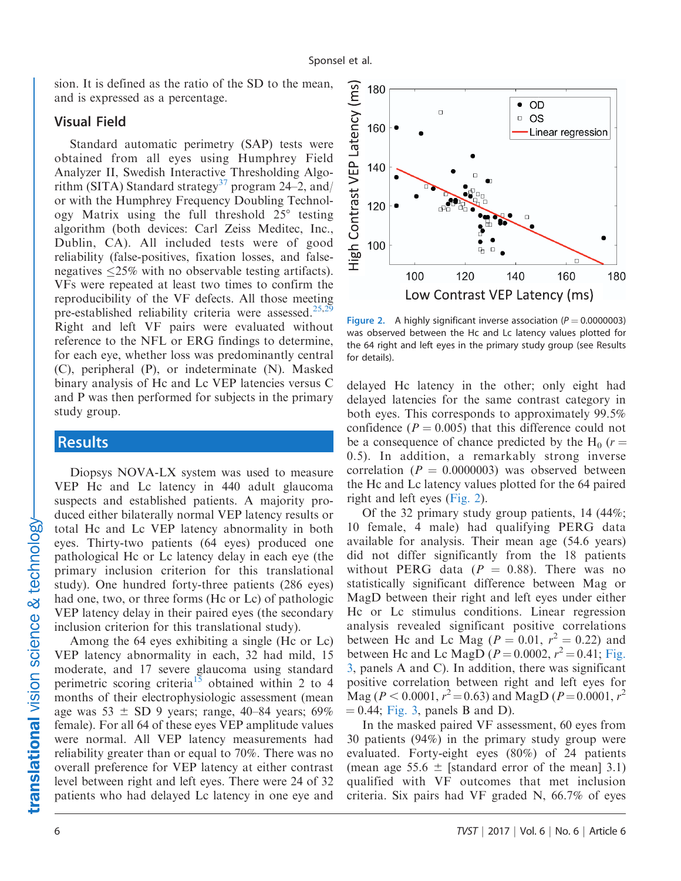sion. It is defined as the ratio of the SD to the mean, and is expressed as a percentage.

### Visual Field

Standard automatic perimetry (SAP) tests were obtained from all eyes using Humphrey Field Analyzer II, Swedish Interactive Thresholding Algorithm (SITA) Standard strategy[37] program 24–2, and/or with the Humphrey Frequency Doubling Technology Matrix using the full threshold 25° testing algorithm (both devices: Carl Zeiss Meditec, Inc., Dublin, CA). All included tests were of good reliability (false-positives, fixation losses, and false-negatives ≤25% with no observable testing artifacts). VFs were repeated at least two times to confirm the reproducibility of the VF defects. All those meeting pre-established reliability criteria were assessed.[25,29] Right and left VF pairs were evaluated without reference to the NFL or ERG findings to determine, for each eye, whether loss was predominantly central (C), peripheral (P), or indeterminate (N). Masked binary analysis of Hc and Lc VEP latencies versus C and P was then performed for subjects in the primary study group.

## Results

Diopsys NOVA-LX system was used to measure VEP Hc and Lc latency in 440 adult glaucoma suspects and established patients. A majority produced either bilaterally normal VEP latency results or total Hc and Lc VEP latency abnormality in both eyes. Thirty-two patients (64 eyes) produced one pathological Hc or Lc latency delay in each eye (the primary inclusion criterion for this translational study). One hundred forty-three patients (286 eyes) had one, two, or three forms (Hc or Lc) of pathologic VEP latency delay in their paired eyes (the secondary inclusion criterion for this translational study).

Among the 64 eyes exhibiting a single (Hc or Lc) VEP latency abnormality in each, 32 had mild, 15 moderate, and 17 severe glaucoma using standard perimetric scoring criteria[15] obtained within 2 to 4 months of their electrophysiologic assessment (mean age was 53 ± SD 9 years; range, 40–84 years; 69% female). For all 64 of these eyes VEP amplitude values were normal. All VEP latency measurements had reliability greater than or equal to 70%. There was no overall preference for VEP latency at either contrast level between right and left eyes. There were 24 of 32 patients who had delayed Lc latency in one eye and delayed Hc latency in the other; only eight had delayed latencies for the same contrast category in both eyes. This corresponds to approximately 99.5% confidence ($P = 0.005$) that this difference could not be a consequence of chance predicted by the $H_0$ ($r = 0.5$). In addition, a remarkably strong inverse correlation ($P = 0.0000003$) was observed between the Hc and Lc latency values plotted for the 64 paired right and left eyes (Fig. 2).

Figure 2. A highly significant inverse association ($P = 0.0000003$) was observed between the Hc and Lc latency values plotted for the 64 right and left eyes in the primary study group (see Results for details).

Of the 32 primary study group patients, 14 (44%; 10 female, 4 male) had qualifying PERG data available for analysis. Their mean age (54.6 years) did not differ significantly from the 18 patients without PERG data ($P = 0.88$). There was no statistically significant difference between Mag or MagD between their right and left eyes under either Hc or Lc stimulus conditions. Linear regression analysis revealed significant positive correlations between Hc and Lc Mag ($P = 0.01$, $r^2 = 0.22$) and between Hc and Lc MagD ($P = 0.0002$, $r^2 = 0.41$; Fig. 3, panels A and C). In addition, there was significant positive correlation between right and left eyes for Mag ($P < 0.0001$, $r^2 = 0.63$) and MagD ($P = 0.0001$, $r^2 = 0.44$; Fig. 3, panels B and D).

In the masked paired VF assessment, 60 eyes from 30 patients (94%) in the primary study group were evaluated. Forty-eight eyes (80%) of 24 patients (mean age 55.6 ± [standard error of the mean] 3.1) qualified with VF outcomes that met inclusion criteria. Six pairs had VF graded N, 66.7% of eyes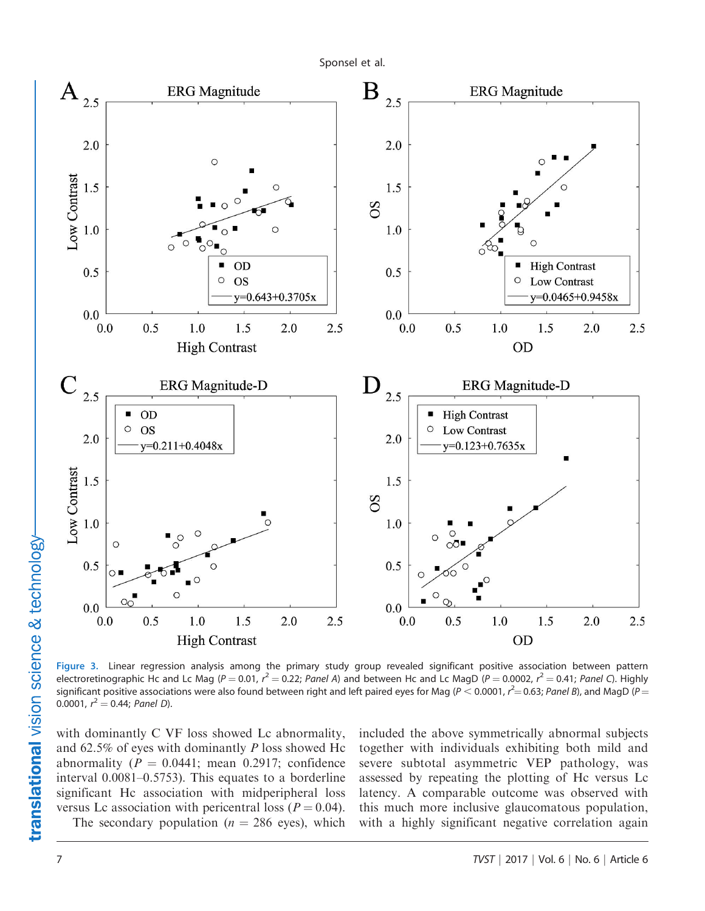Figure 3. Linear regression analysis among the primary study group revealed significant positive association between pattern electroretinographic Hc and Lc Mag ($P = 0.01$, $r^2 = 0.22$; *Panel A*) and between Hc and Lc MagD ($P = 0.0002$, $r^2 = 0.41$; *Panel C*). Highly significant positive associations were also found between right and left paired eyes for Mag ($P < 0.0001$, $r^2 = 0.63$; *Panel B*), and MagD ($P = 0.0001$, $r^2 = 0.44$; *Panel D*).

with dominantly C VF loss showed Lc abnormality, and 62.5% of eyes with dominantly *P* loss showed Hc abnormality ($P = 0.0441$; mean 0.2917; confidence interval 0.0081–0.5753). This equates to a borderline significant Hc association with midperipheral loss versus Lc association with pericentral loss ($P = 0.04$).

The secondary population ($n = 286$ eyes), which included the above symmetrically abnormal subjects together with individuals exhibiting both mild and severe subtotal asymmetric VEP pathology, was assessed by repeating the plotting of Hc versus Lc latency. A comparable outcome was observed with this much more inclusive glaucomatous population, with a highly significant negative correlation again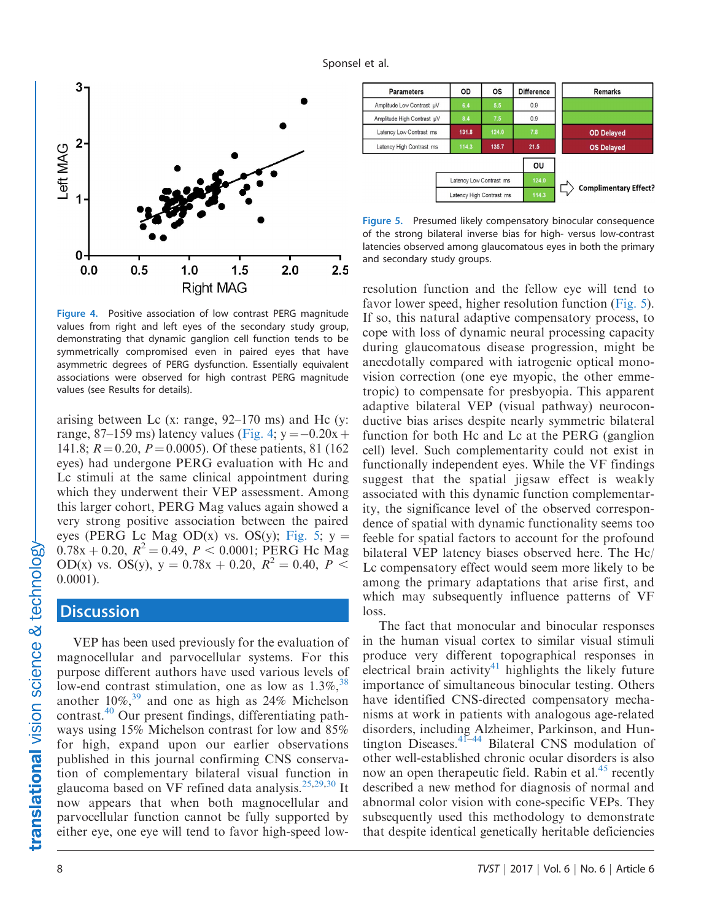Figure 4. Positive association of low contrast PERG magnitude values from right and left eyes of the secondary study group, demonstrating that dynamic ganglion cell function tends to be symmetrically compromised even in paired eyes that have asymmetric degrees of PERG dysfunction. Essentially equivalent associations were observed for high contrast PERG magnitude values (see Results for details).

| Parameters | OD | OS | Difference | Remarks |
|---|---|---|---|---|
| Amplitude Low Contrast µV | 6.4 | 5.5 | 0.9 | |
| Amplitude High Contrast µV | 8.4 | 7.5 | 0.9 | |
| Latency Low Contrast ms | 131.8 | 124.0 | 7.8 | OD Delayed |
| Latency High Contrast ms | 114.3 | 135.7 | 21.5 | OS Delayed |

| | OU |
|---|---|
| Latency Low Contrast ms | 124.0 |
| Latency High Contrast ms | 114.3 |

Complimentary Effect?

Figure 5. Presumed likely compensatory binocular consequence of the strong bilateral inverse bias for high- versus low-contrast latencies observed among glaucomatous eyes in both the primary and secondary study groups.

arising between Lc (x: range, 92–170 ms) and Hc (y: range, 87–159 ms) latency values (Fig. 4; $y = -0.20x + 141.8$; $R = 0.20$, $P = 0.0005$). Of these patients, 81 (162 eyes) had undergone PERG evaluation with Hc and Lc stimuli at the same clinical appointment during which they underwent their VEP assessment. Among this larger cohort, PERG Mag values again showed a very strong positive association between the paired eyes (PERG Lc Mag OD(x) vs. OS(y); Fig. 5; $y = 0.78x + 0.20$, $R^2 = 0.49$, $P < 0.0001$; PERG Hc Mag OD(x) vs. OS(y), $y = 0.78x + 0.20$, $R^2 = 0.40$, $P < 0.0001$).

## Discussion

VEP has been used previously for the evaluation of magnocellular and parvocellular systems. For this purpose different authors have used various levels of low-end contrast stimulation, one as low as 1.3%,[38] another 10%,[39] and one as high as 24% Michelson contrast.[40] Our present findings, differentiating pathways using 15% Michelson contrast for low and 85% for high, expand upon our earlier observations published in this journal confirming CNS conservation of complementary bilateral visual function in glaucoma based on VF refined data analysis.[25,29,30] It now appears that when both magnocellular and parvocellular function cannot be fully supported by either eye, one eye will tend to favor high-speed low-resolution function and the fellow eye will tend to favor lower speed, higher resolution function (Fig. 5). If so, this natural adaptive compensatory process, to cope with loss of dynamic neural processing capacity during glaucomatous disease progression, might be anecdotally compared with iatrogenic optical monovision correction (one eye myopic, the other emmetropic) to compensate for presbyopia. This apparent adaptive bilateral VEP (visual pathway) neuroconductive bias arises despite nearly symmetric bilateral function for both Hc and Lc at the PERG (ganglion cell) level. Such complementarity could not exist in functionally independent eyes. While the VF findings suggest that the spatial jigsaw effect is weakly associated with this dynamic function complementarity, the significance level of the observed correspondence of spatial with dynamic functionality seems too feeble for spatial factors to account for the profound bilateral VEP latency biases observed here. The Hc/Lc compensatory effect would seem more likely to be among the primary adaptations that arise first, and which may subsequently influence patterns of VF loss.

The fact that monocular and binocular responses in the human visual cortex to similar visual stimuli produce very different topographical responses in electrical brain activity[41] highlights the likely future importance of simultaneous binocular testing. Others have identified CNS-directed compensatory mechanisms at work in patients with analogous age-related disorders, including Alzheimer, Parkinson, and Huntington Diseases.[41–44] Bilateral CNS modulation of other well-established chronic ocular disorders is also now an open therapeutic field. Rabin et al.[45] recently described a new method for diagnosis of normal and abnormal color vision with cone-specific VEPs. They subsequently used this methodology to demonstrate that despite identical genetically heritable deficiencies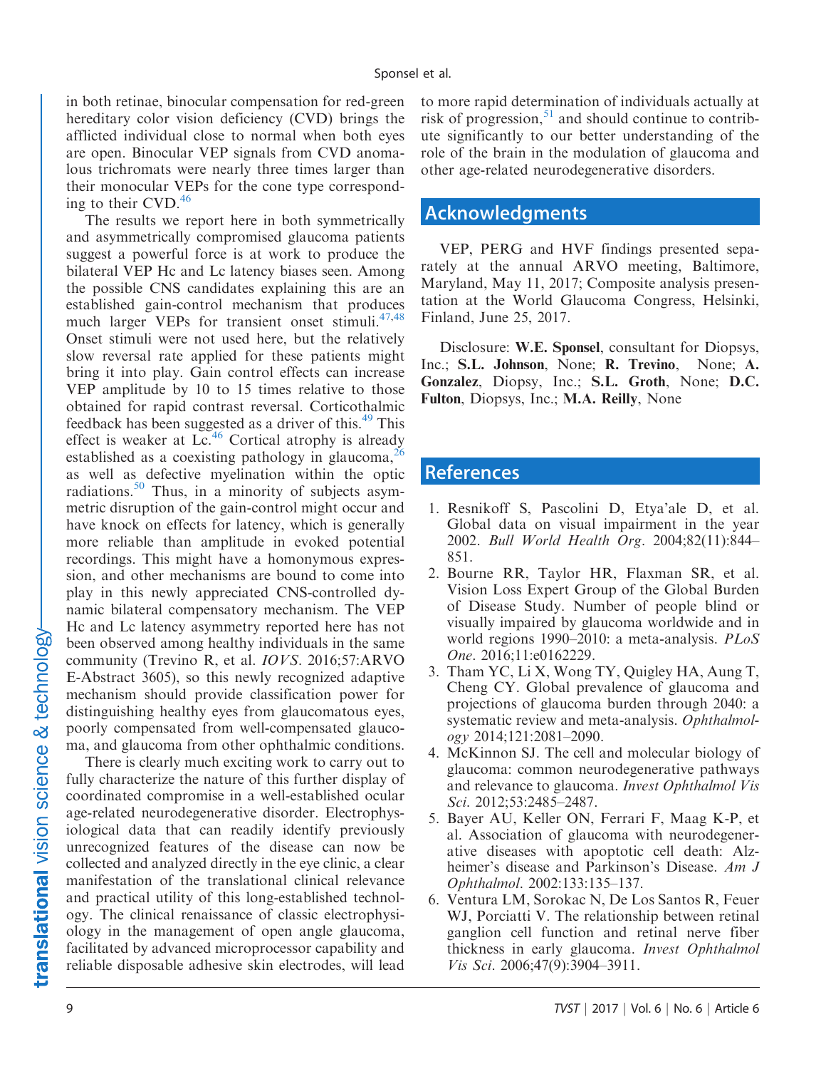in both retinae, binocular compensation for red-green hereditary color vision deficiency (CVD) brings the afflicted individual close to normal when both eyes are open. Binocular VEP signals from CVD anomalous trichromats were nearly three times larger than their monocular VEPs for the cone type corresponding to their CVD.[46]

The results we report here in both symmetrically and asymmetrically compromised glaucoma patients suggest a powerful force is at work to produce the bilateral VEP Hc and Lc latency biases seen. Among the possible CNS candidates explaining this are an established gain-control mechanism that produces much larger VEPs for transient onset stimuli.[47,48] Onset stimuli were not used here, but the relatively slow reversal rate applied for these patients might bring it into play. Gain control effects can increase VEP amplitude by 10 to 15 times relative to those obtained for rapid contrast reversal. Corticothalmic feedback has been suggested as a driver of this.[49] This effect is weaker at Lc.[46] Cortical atrophy is already established as a coexisting pathology in glaucoma,[26] as well as defective myelination within the optic radiations.[50] Thus, in a minority of subjects asymmetric disruption of the gain-control might occur and have knock on effects for latency, which is generally more reliable than amplitude in evoked potential recordings. This might have a homonymous expression, and other mechanisms are bound to come into play in this newly appreciated CNS-controlled dynamic bilateral compensatory mechanism. The VEP Hc and Lc latency asymmetry reported here has not been observed among healthy individuals in the same community (Trevino R, et al. *IOVS*. 2016;57:ARVO E-Abstract 3605), so this newly recognized adaptive mechanism should provide classification power for distinguishing healthy eyes from glaucomatous eyes, poorly compensated from well-compensated glaucoma, and glaucoma from other ophthalmic conditions.

There is clearly much exciting work to carry out to fully characterize the nature of this further display of coordinated compromise in a well-established ocular age-related neurodegenerative disorder. Electrophysiological data that can readily identify previously unrecognized features of the disease can now be collected and analyzed directly in the eye clinic, a clear manifestation of the translational clinical relevance and practical utility of this long-established technology. The clinical renaissance of classic electrophysiology in the management of open angle glaucoma, facilitated by advanced microprocessor capability and reliable disposable adhesive skin electrodes, will lead to more rapid determination of individuals actually at risk of progression,[51] and should continue to contribute significantly to our better understanding of the role of the brain in the modulation of glaucoma and other age-related neurodegenerative disorders.

## Acknowledgments

VEP, PERG and HVF findings presented separately at the annual ARVO meeting, Baltimore, Maryland, May 11, 2017; Composite analysis presentation at the World Glaucoma Congress, Helsinki, Finland, June 25, 2017.

Disclosure: **W.E. Sponsel**, consultant for Diopsys, Inc.; **S.L. Johnson**, None; **R. Trevino**, None; **A. Gonzalez**, Diopsy, Inc.; **S.L. Groth**, None; **D.C. Fulton**, Diopsys, Inc.; **M.A. Reilly**, None

## References

1. Resnikoff S, Pascolini D, Etya'ale D, et al. Global data on visual impairment in the year 2002. *Bull World Health Org*. 2004;82(11):844–851.
2. Bourne RR, Taylor HR, Flaxman SR, et al. Vision Loss Expert Group of the Global Burden of Disease Study. Number of people blind or visually impaired by glaucoma worldwide and in world regions 1990–2010: a meta-analysis. *PLoS One*. 2016;11:e0162229.
3. Tham YC, Li X, Wong TY, Quigley HA, Aung T, Cheng CY. Global prevalence of glaucoma and projections of glaucoma burden through 2040: a systematic review and meta-analysis. *Ophthalmology* 2014;121:2081–2090.
4. McKinnon SJ. The cell and molecular biology of glaucoma: common neurodegenerative pathways and relevance to glaucoma. *Invest Ophthalmol Vis Sci*. 2012;53:2485–2487.
5. Bayer AU, Keller ON, Ferrari F, Maag K-P, et al. Association of glaucoma with neurodegenerative diseases with apoptotic cell death: Alzheimer's disease and Parkinson's Disease. *Am J Ophthalmol*. 2002:133:135–137.
6. Ventura LM, Sorokac N, De Los Santos R, Feuer WJ, Porciatti V. The relationship between retinal ganglion cell function and retinal nerve fiber thickness in early glaucoma. *Invest Ophthalmol Vis Sci*. 2006;47(9):3904–3911.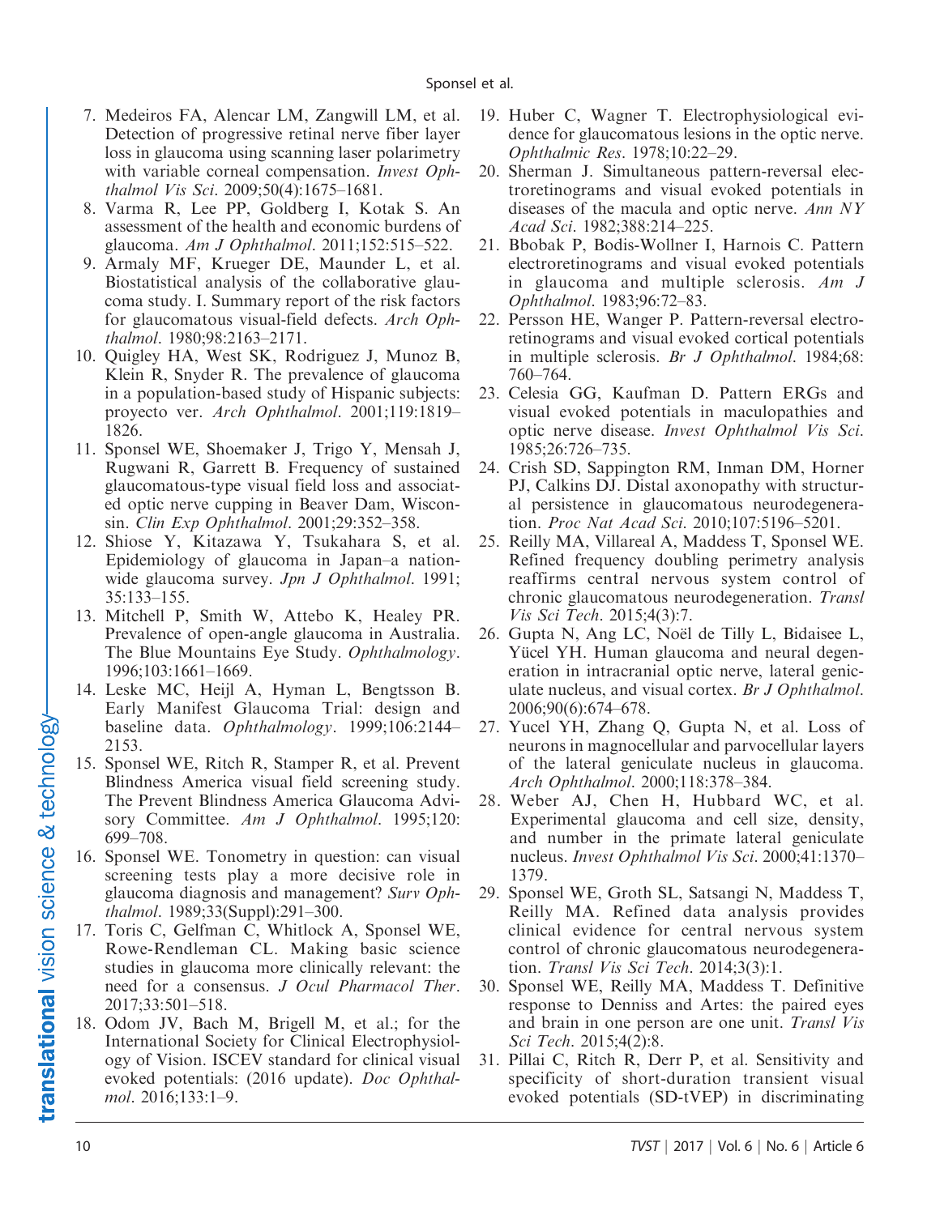7. Medeiros FA, Alencar LM, Zangwill LM, et al. Detection of progressive retinal nerve fiber layer loss in glaucoma using scanning laser polarimetry with variable corneal compensation. *Invest Ophthalmol Vis Sci*. 2009;50(4):1675–1681.
8. Varma R, Lee PP, Goldberg I, Kotak S. An assessment of the health and economic burdens of glaucoma. *Am J Ophthalmol*. 2011;152:515–522.
9. Armaly MF, Krueger DE, Maunder L, et al. Biostatistical analysis of the collaborative glaucoma study. I. Summary report of the risk factors for glaucomatous visual-field defects. *Arch Ophthalmol*. 1980;98:2163–2171.
10. Quigley HA, West SK, Rodriguez J, Munoz B, Klein R, Snyder R. The prevalence of glaucoma in a population-based study of Hispanic subjects: proyecto ver. *Arch Ophthalmol*. 2001;119:1819–1826.
11. Sponsel WE, Shoemaker J, Trigo Y, Mensah J, Rugwani R, Garrett B. Frequency of sustained glaucomatous-type visual field loss and associated optic nerve cupping in Beaver Dam, Wisconsin. *Clin Exp Ophthalmol*. 2001;29:352–358.
12. Shiose Y, Kitazawa Y, Tsukahara S, et al. Epidemiology of glaucoma in Japan–a nationwide glaucoma survey. *Jpn J Ophthalmol*. 1991; 35:133–155.
13. Mitchell P, Smith W, Attebo K, Healey PR. Prevalence of open-angle glaucoma in Australia. The Blue Mountains Eye Study. *Ophthalmology*. 1996;103:1661–1669.
14. Leske MC, Heijl A, Hyman L, Bengtsson B. Early Manifest Glaucoma Trial: design and baseline data. *Ophthalmology*. 1999;106:2144–2153.
15. Sponsel WE, Ritch R, Stamper R, et al. Prevent Blindness America visual field screening study. The Prevent Blindness America Glaucoma Advisory Committee. *Am J Ophthalmol*. 1995;120: 699–708.
16. Sponsel WE. Tonometry in question: can visual screening tests play a more decisive role in glaucoma diagnosis and management? *Surv Ophthalmol*. 1989;33(Suppl):291–300.
17. Toris C, Gelfman C, Whitlock A, Sponsel WE, Rowe-Rendleman CL. Making basic science studies in glaucoma more clinically relevant: the need for a consensus. *J Ocul Pharmacol Ther*. 2017;33:501–518.
18. Odom JV, Bach M, Brigell M, et al.; for the International Society for Clinical Electrophysiology of Vision. ISCEV standard for clinical visual evoked potentials: (2016 update). *Doc Ophthalmol*. 2016;133:1–9.
19. Huber C, Wagner T. Electrophysiological evidence for glaucomatous lesions in the optic nerve. *Ophthalmic Res*. 1978;10:22–29.
20. Sherman J. Simultaneous pattern-reversal electroretinograms and visual evoked potentials in diseases of the macula and optic nerve. *Ann NY Acad Sci*. 1982;388:214–225.
21. Bbobak P, Bodis-Wollner I, Harnois C. Pattern electroretinograms and visual evoked potentials in glaucoma and multiple sclerosis. *Am J Ophthalmol*. 1983;96:72–83.
22. Persson HE, Wanger P. Pattern-reversal electroretinograms and visual evoked cortical potentials in multiple sclerosis. *Br J Ophthalmol*. 1984;68: 760–764.
23. Celesia GG, Kaufman D. Pattern ERGs and visual evoked potentials in maculopathies and optic nerve disease. *Invest Ophthalmol Vis Sci*. 1985;26:726–735.
24. Crish SD, Sappington RM, Inman DM, Horner PJ, Calkins DJ. Distal axonopathy with structural persistence in glaucomatous neurodegeneration. *Proc Nat Acad Sci*. 2010;107:5196–5201.
25. Reilly MA, Villareal A, Maddess T, Sponsel WE. Refined frequency doubling perimetry analysis reaffirms central nervous system control of chronic glaucomatous neurodegeneration. *Transl Vis Sci Tech*. 2015;4(3):7.
26. Gupta N, Ang LC, Noël de Tilly L, Bidaisee L, Yücel YH. Human glaucoma and neural degeneration in intracranial optic nerve, lateral geniculate nucleus, and visual cortex. *Br J Ophthalmol*. 2006;90(6):674–678.
27. Yucel YH, Zhang Q, Gupta N, et al. Loss of neurons in magnocellular and parvocellular layers of the lateral geniculate nucleus in glaucoma. *Arch Ophthalmol*. 2000;118:378–384.
28. Weber AJ, Chen H, Hubbard WC, et al. Experimental glaucoma and cell size, density, and number in the primate lateral geniculate nucleus. *Invest Ophthalmol Vis Sci*. 2000;41:1370–1379.
29. Sponsel WE, Groth SL, Satsangi N, Maddess T, Reilly MA. Refined data analysis provides clinical evidence for central nervous system control of chronic glaucomatous neurodegeneration. *Transl Vis Sci Tech*. 2014;3(3):1.
30. Sponsel WE, Reilly MA, Maddess T. Definitive response to Denniss and Artes: the paired eyes and brain in one person are one unit. *Transl Vis Sci Tech*. 2015;4(2):8.
31. Pillai C, Ritch R, Derr P, et al. Sensitivity and specificity of short-duration transient visual evoked potentials (SD-tVEP) in discriminating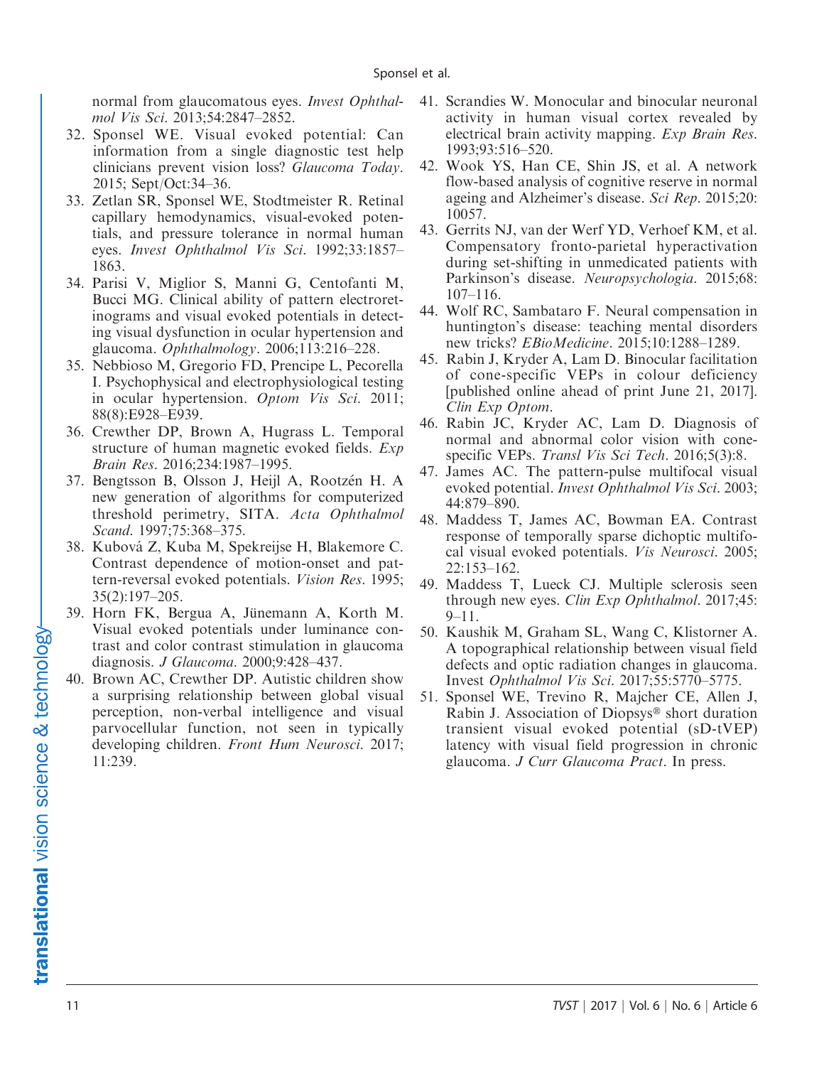normal from glaucomatous eyes. *Invest Ophthalmol Vis Sci*. 2013;54:2847–2852.

32. Sponsel WE. Visual evoked potential: Can information from a single diagnostic test help clinicians prevent vision loss? *Glaucoma Today*. 2015; Sept/Oct:34–36.
33. Zetlan SR, Sponsel WE, Stodtmeister R. Retinal capillary hemodynamics, visual-evoked potentials, and pressure tolerance in normal human eyes. *Invest Ophthalmol Vis Sci*. 1992;33:1857–1863.
34. Parisi V, Miglior S, Manni G, Centofanti M, Bucci MG. Clinical ability of pattern electroretinograms and visual evoked potentials in detecting visual dysfunction in ocular hypertension and glaucoma. *Ophthalmology*. 2006;113:216–228.
35. Nebbioso M, Gregorio FD, Prencipe L, Pecorella I. Psychophysical and electrophysiological testing in ocular hypertension. *Optom Vis Sci*. 2011; 88(8):E928–E939.
36. Crewther DP, Brown A, Hugrass L. Temporal structure of human magnetic evoked fields. *Exp Brain Res*. 2016;234:1987–1995.
37. Bengtsson B, Olsson J, Heijl A, Rootzén H. A new generation of algorithms for computerized threshold perimetry, SITA. *Acta Ophthalmol Scand*. 1997;75:368–375.
38. Kubová Z, Kuba M, Spekreijse H, Blakemore C. Contrast dependence of motion-onset and pattern-reversal evoked potentials. *Vision Res*. 1995; 35(2):197–205.
39. Horn FK, Bergua A, Jünemann A, Korth M. Visual evoked potentials under luminance contrast and color contrast stimulation in glaucoma diagnosis. *J Glaucoma*. 2000;9:428–437.
40. Brown AC, Crewther DP. Autistic children show a surprising relationship between global visual perception, non-verbal intelligence and visual parvocellular function, not seen in typically developing children. *Front Hum Neurosci*. 2017; 11:239.
41. Scrandies W. Monocular and binocular neuronal activity in human visual cortex revealed by electrical brain activity mapping. *Exp Brain Res*. 1993;93:516–520.
42. Wook YS, Han CE, Shin JS, et al. A network flow-based analysis of cognitive reserve in normal ageing and Alzheimer's disease. *Sci Rep*. 2015;20: 10057.
43. Gerrits NJ, van der Werf YD, Verhoef KM, et al. Compensatory fronto-parietal hyperactivation during set-shifting in unmedicated patients with Parkinson's disease. *Neuropsychologia*. 2015;68: 107–116.
44. Wolf RC, Sambataro F. Neural compensation in huntington's disease: teaching mental disorders new tricks? *EBioMedicine*. 2015;10:1288–1289.
45. Rabin J, Kryder A, Lam D. Binocular facilitation of cone-specific VEPs in colour deficiency [published online ahead of print June 21, 2017]. *Clin Exp Optom*.
46. Rabin JC, Kryder AC, Lam D. Diagnosis of normal and abnormal color vision with cone-specific VEPs. *Transl Vis Sci Tech*. 2016;5(3):8.
47. James AC. The pattern-pulse multifocal visual evoked potential. *Invest Ophthalmol Vis Sci*. 2003; 44:879–890.
48. Maddess T, James AC, Bowman EA. Contrast response of temporally sparse dichoptic multifocal visual evoked potentials. *Vis Neurosci*. 2005; 22:153–162.
49. Maddess T, Lueck CJ. Multiple sclerosis seen through new eyes. *Clin Exp Ophthalmol*. 2017;45: 9–11.
50. Kaushik M, Graham SL, Wang C, Klistorner A. A topographical relationship between visual field defects and optic radiation changes in glaucoma. Invest *Ophthalmol Vis Sci*. 2017;55:5770–5775.
51. Sponsel WE, Trevino R, Majcher CE, Allen J, Rabin J. Association of Diopsys® short duration transient visual evoked potential (sD-tVEP) latency with visual field progression in chronic glaucoma. *J Curr Glaucoma Pract*. In press.